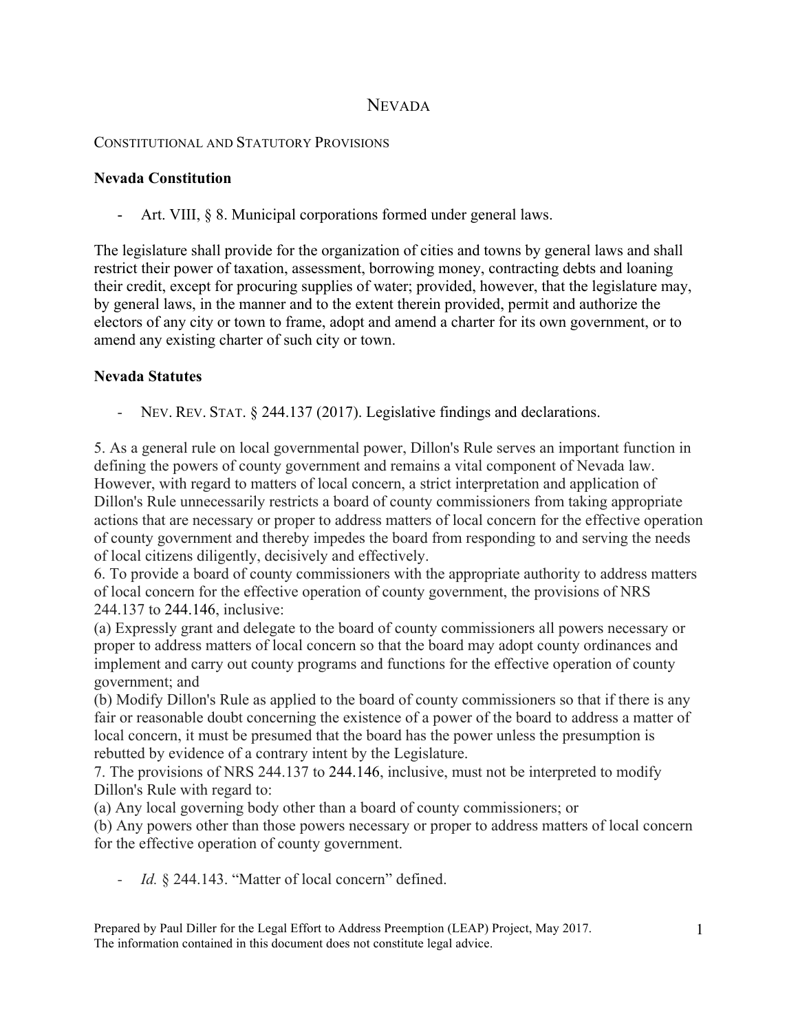# NEVADA

CONSTITUTIONAL AND STATUTORY PROVISIONS

**Nevada Constitution**

- Art. VIII, § 8. Municipal corporations formed under general laws.

The legislature shall provide for the organization of cities and towns by general laws and shall restrict their power of taxation, assessment, borrowing money, contracting debts and loaning their credit, except for procuring supplies of water; provided, however, that the legislature may, by general laws, in the manner and to the extent therein provided, permit and authorize the electors of any city or town to frame, adopt and amend a charter for its own government, or to amend any existing charter of such city or town.

**Nevada Statutes**

- NEV. REV. STAT. § 244.137 (2017). Legislative findings and declarations.

5. As a general rule on local governmental power, Dillon's Rule serves an important function in defining the powers of county government and remains a vital component of Nevada law. However, with regard to matters of local concern, a strict interpretation and application of Dillon's Rule unnecessarily restricts a board of county commissioners from taking appropriate actions that are necessary or proper to address matters of local concern for the effective operation of county government and thereby impedes the board from responding to and serving the needs of local citizens diligently, decisively and effectively.

6. To provide a board of county commissioners with the appropriate authority to address matters of local concern for the effective operation of county government, the provisions of NRS 244.137 to 244.146, inclusive:

(a) Expressly grant and delegate to the board of county commissioners all powers necessary or proper to address matters of local concern so that the board may adopt county ordinances and implement and carry out county programs and functions for the effective operation of county government; and

(b) Modify Dillon's Rule as applied to the board of county commissioners so that if there is any fair or reasonable doubt concerning the existence of a power of the board to address a matter of local concern, it must be presumed that the board has the power unless the presumption is rebutted by evidence of a contrary intent by the Legislature.

7. The provisions of NRS 244.137 to 244.146, inclusive, must not be interpreted to modify Dillon's Rule with regard to:

(a) Any local governing body other than a board of county commissioners; or

(b) Any powers other than those powers necessary or proper to address matters of local concern for the effective operation of county government.

- *Id.* § 244.143. "Matter of local concern" defined.

Prepared by Paul Diller for the Legal Effort to Address Preemption (LEAP) Project, May 2017.
The information contained in this document does not constitute legal advice.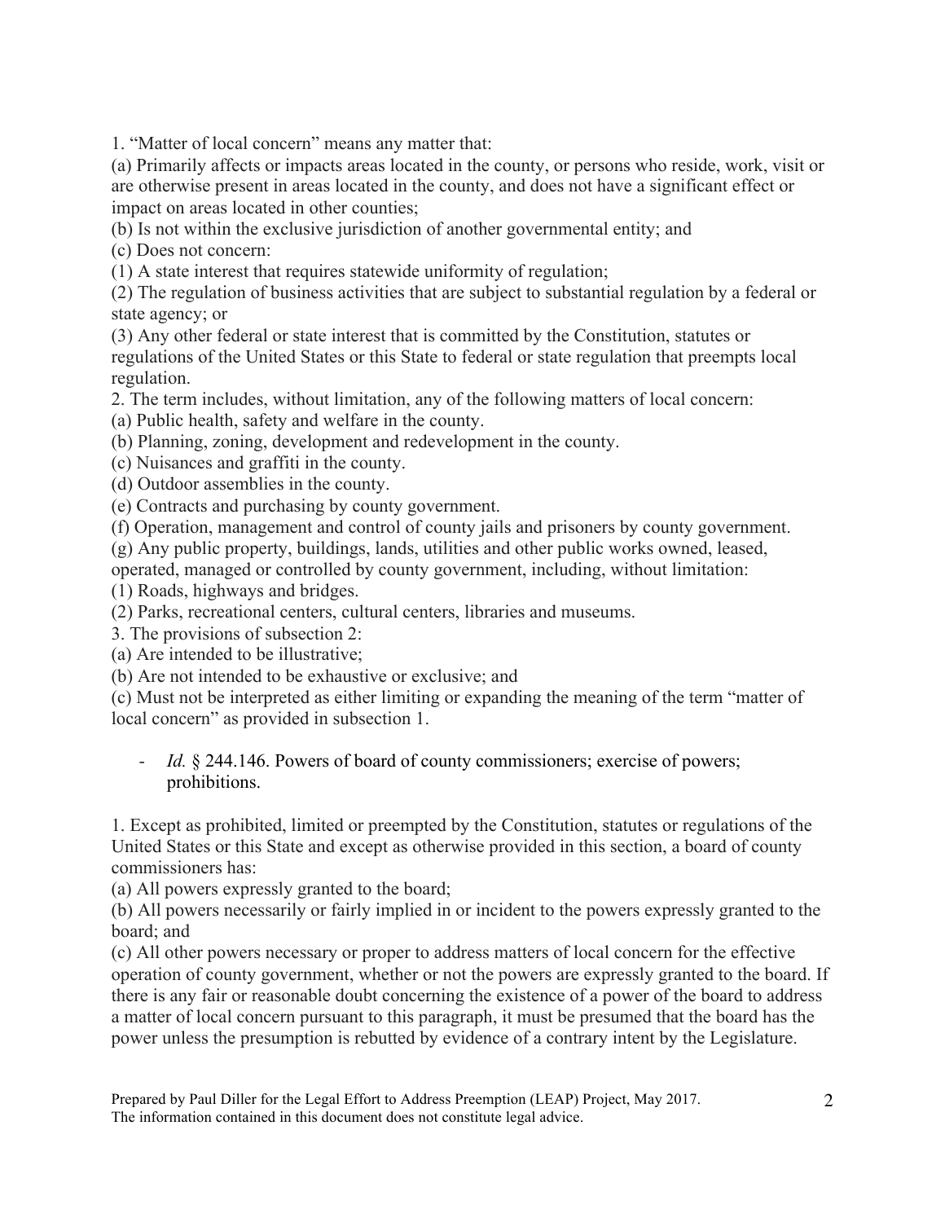1. “Matter of local concern” means any matter that:
(a) Primarily affects or impacts areas located in the county, or persons who reside, work, visit or are otherwise present in areas located in the county, and does not have a significant effect or impact on areas located in other counties;
(b) Is not within the exclusive jurisdiction of another governmental entity; and
(c) Does not concern:
(1) A state interest that requires statewide uniformity of regulation;
(2) The regulation of business activities that are subject to substantial regulation by a federal or state agency; or
(3) Any other federal or state interest that is committed by the Constitution, statutes or regulations of the United States or this State to federal or state regulation that preempts local regulation.
2. The term includes, without limitation, any of the following matters of local concern:
(a) Public health, safety and welfare in the county.
(b) Planning, zoning, development and redevelopment in the county.
(c) Nuisances and graffiti in the county.
(d) Outdoor assemblies in the county.
(e) Contracts and purchasing by county government.
(f) Operation, management and control of county jails and prisoners by county government.
(g) Any public property, buildings, lands, utilities and other public works owned, leased, operated, managed or controlled by county government, including, without limitation:
(1) Roads, highways and bridges.
(2) Parks, recreational centers, cultural centers, libraries and museums.
3. The provisions of subsection 2:
(a) Are intended to be illustrative;
(b) Are not intended to be exhaustive or exclusive; and
(c) Must not be interpreted as either limiting or expanding the meaning of the term “matter of local concern” as provided in subsection 1.

- *Id.* § 244.146. Powers of board of county commissioners; exercise of powers; prohibitions.

1. Except as prohibited, limited or preempted by the Constitution, statutes or regulations of the United States or this State and except as otherwise provided in this section, a board of county commissioners has:
(a) All powers expressly granted to the board;
(b) All powers necessarily or fairly implied in or incident to the powers expressly granted to the board; and
(c) All other powers necessary or proper to address matters of local concern for the effective operation of county government, whether or not the powers are expressly granted to the board. If there is any fair or reasonable doubt concerning the existence of a power of the board to address a matter of local concern pursuant to this paragraph, it must be presumed that the board has the power unless the presumption is rebutted by evidence of a contrary intent by the Legislature.

Prepared by Paul Diller for the Legal Effort to Address Preemption (LEAP) Project, May 2017.
The information contained in this document does not constitute legal advice.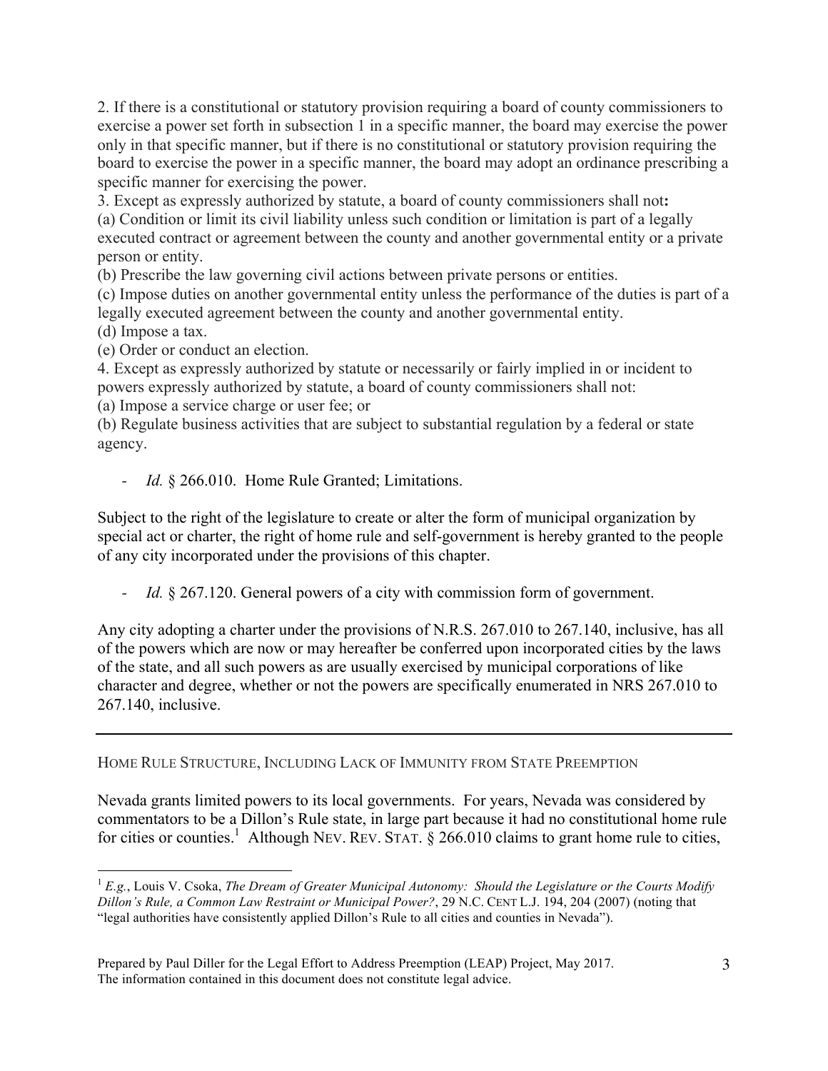2. If there is a constitutional or statutory provision requiring a board of county commissioners to exercise a power set forth in subsection 1 in a specific manner, the board may exercise the power only in that specific manner, but if there is no constitutional or statutory provision requiring the board to exercise the power in a specific manner, the board may adopt an ordinance prescribing a specific manner for exercising the power.
3. Except as expressly authorized by statute, a board of county commissioners shall not**:**
(a) Condition or limit its civil liability unless such condition or limitation is part of a legally executed contract or agreement between the county and another governmental entity or a private person or entity.
(b) Prescribe the law governing civil actions between private persons or entities.
(c) Impose duties on another governmental entity unless the performance of the duties is part of a legally executed agreement between the county and another governmental entity.
(d) Impose a tax.
(e) Order or conduct an election.
4. Except as expressly authorized by statute or necessarily or fairly implied in or incident to powers expressly authorized by statute, a board of county commissioners shall not:
(a) Impose a service charge or user fee; or
(b) Regulate business activities that are subject to substantial regulation by a federal or state agency.

- *Id.* § 266.010. Home Rule Granted; Limitations.

Subject to the right of the legislature to create or alter the form of municipal organization by special act or charter, the right of home rule and self-government is hereby granted to the people of any city incorporated under the provisions of this chapter.

- *Id.* § 267.120. General powers of a city with commission form of government.

Any city adopting a charter under the provisions of N.R.S. 267.010 to 267.140, inclusive, has all of the powers which are now or may hereafter be conferred upon incorporated cities by the laws of the state, and all such powers as are usually exercised by municipal corporations of like character and degree, whether or not the powers are specifically enumerated in NRS 267.010 to 267.140, inclusive.

---

HOME RULE STRUCTURE, INCLUDING LACK OF IMMUNITY FROM STATE PREEMPTION

Nevada grants limited powers to its local governments. For years, Nevada was considered by commentators to be a Dillon's Rule state, in large part because it had no constitutional home rule for cities or counties.[1] Although NEV. REV. STAT. § 266.010 claims to grant home rule to cities,

[1] *E.g.*, Louis V. Csoka, *The Dream of Greater Municipal Autonomy: Should the Legislature or the Courts Modify Dillon's Rule, a Common Law Restraint or Municipal Power?*, 29 N.C. CENT L.J. 194, 204 (2007) (noting that "legal authorities have consistently applied Dillon's Rule to all cities and counties in Nevada").

Prepared by Paul Diller for the Legal Effort to Address Preemption (LEAP) Project, May 2017. The information contained in this document does not constitute legal advice.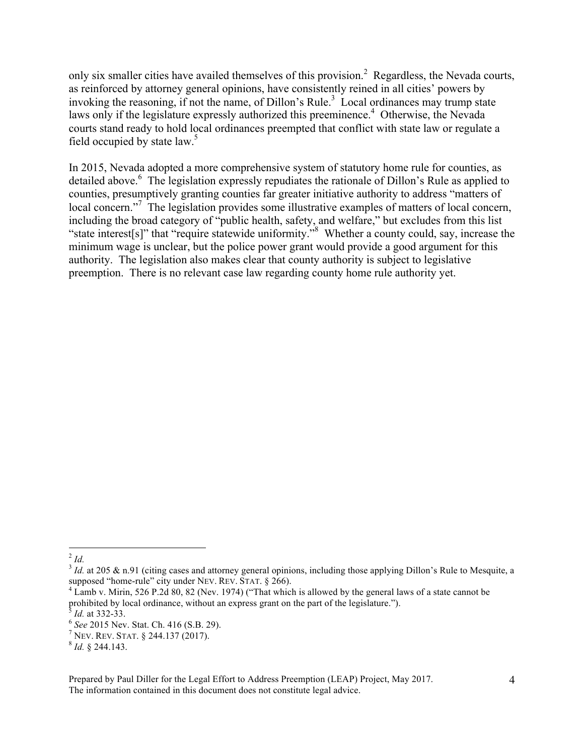only six smaller cities have availed themselves of this provision.[2] Regardless, the Nevada courts, as reinforced by attorney general opinions, have consistently reined in all cities' powers by invoking the reasoning, if not the name, of Dillon's Rule.[3] Local ordinances may trump state laws only if the legislature expressly authorized this preeminence.[4] Otherwise, the Nevada courts stand ready to hold local ordinances preempted that conflict with state law or regulate a field occupied by state law.[5]

In 2015, Nevada adopted a more comprehensive system of statutory home rule for counties, as detailed above.[6] The legislation expressly repudiates the rationale of Dillon's Rule as applied to counties, presumptively granting counties far greater initiative authority to address "matters of local concern."[7] The legislation provides some illustrative examples of matters of local concern, including the broad category of "public health, safety, and welfare," but excludes from this list "state interest[s]" that "require statewide uniformity."[8] Whether a county could, say, increase the minimum wage is unclear, but the police power grant would provide a good argument for this authority. The legislation also makes clear that county authority is subject to legislative preemption. There is no relevant case law regarding county home rule authority yet.

---

[2] *Id.*

[3] *Id.* at 205 & n.91 (citing cases and attorney general opinions, including those applying Dillon's Rule to Mesquite, a supposed "home-rule" city under NEV. REV. STAT. § 266).

[4] Lamb v. Mirin, 526 P.2d 80, 82 (Nev. 1974) ("That which is allowed by the general laws of a state cannot be prohibited by local ordinance, without an express grant on the part of the legislature.").

[5] *Id.* at 332-33.

[6] *See* 2015 Nev. Stat. Ch. 416 (S.B. 29).

[7] NEV. REV. STAT. § 244.137 (2017).

[8] *Id.* § 244.143.

Prepared by Paul Diller for the Legal Effort to Address Preemption (LEAP) Project, May 2017.
The information contained in this document does not constitute legal advice.